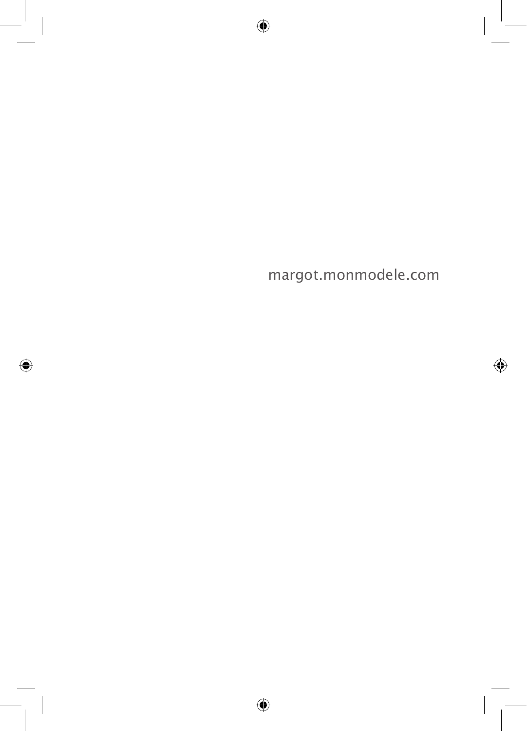margot.monmodele.com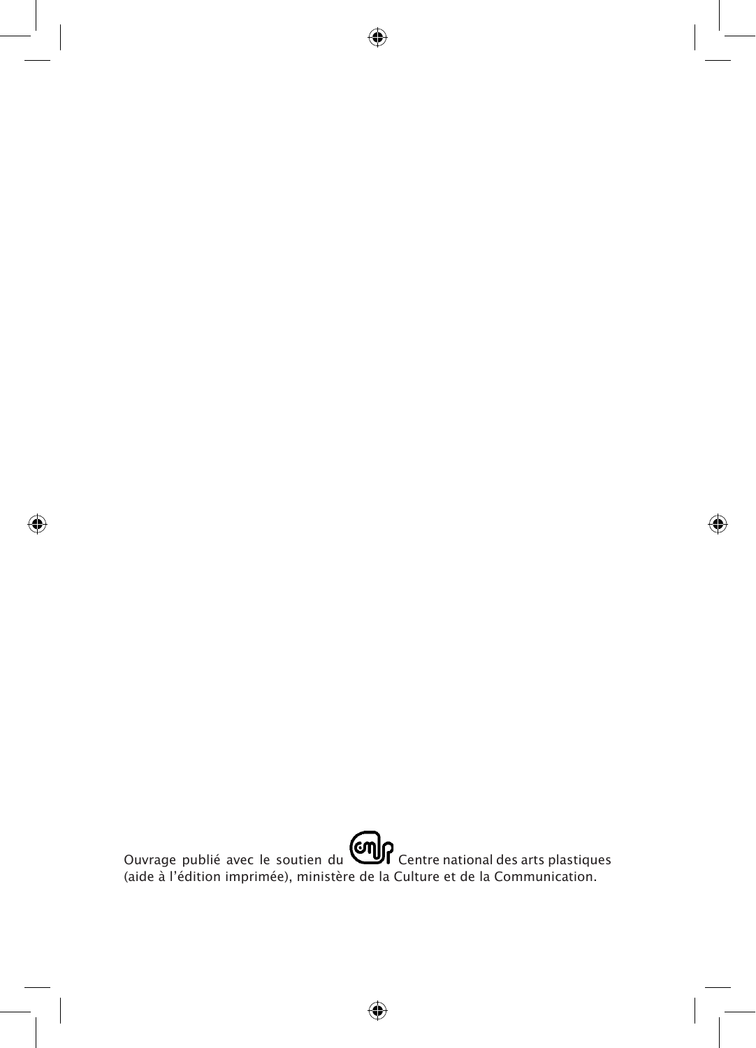Ouvrage publié avec le soutien du Centre national des arts plastiques (aide à l'édition imprimée), ministère de la Culture et de la Communication.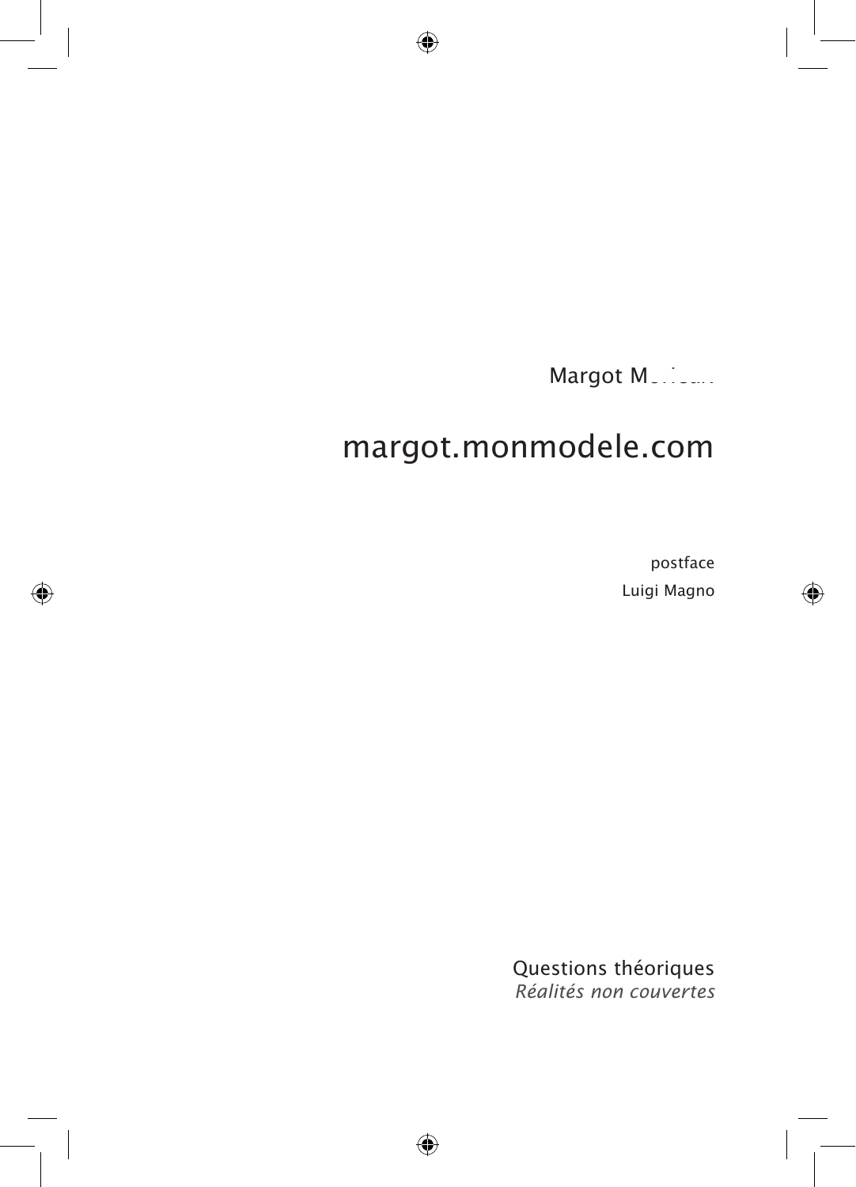Margot M

# margot.monmodele.com

postface

Luigi Magno

Questions théoriques

*Réalités non couvertes*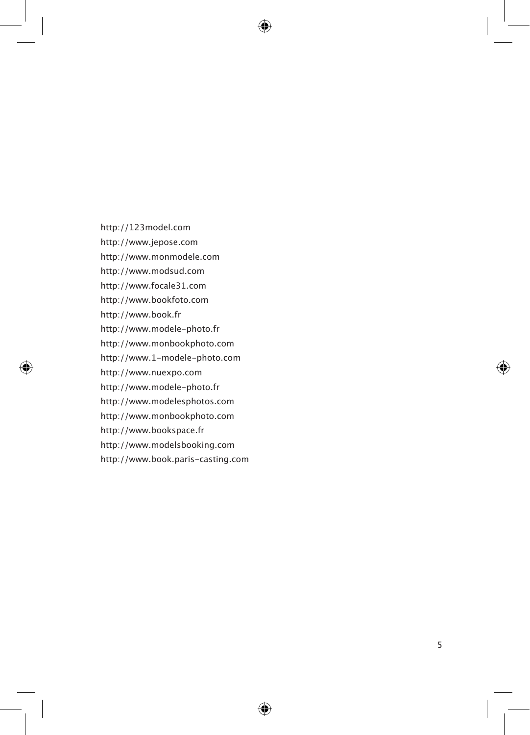http://123model.com
http://www.jepose.com
http://www.monmodele.com
http://www.modsud.com
http://www.focale31.com
http://www.bookfoto.com
http://www.book.fr
http://www.modele-photo.fr
http://www.monbookphoto.com
http://www.1-modele-photo.com
http://www.nuexpo.com
http://www.modele-photo.fr
http://www.modelesphotos.com
http://www.monbookphoto.com
http://www.bookspace.fr
http://www.modelsbooking.com
http://www.book.paris-casting.com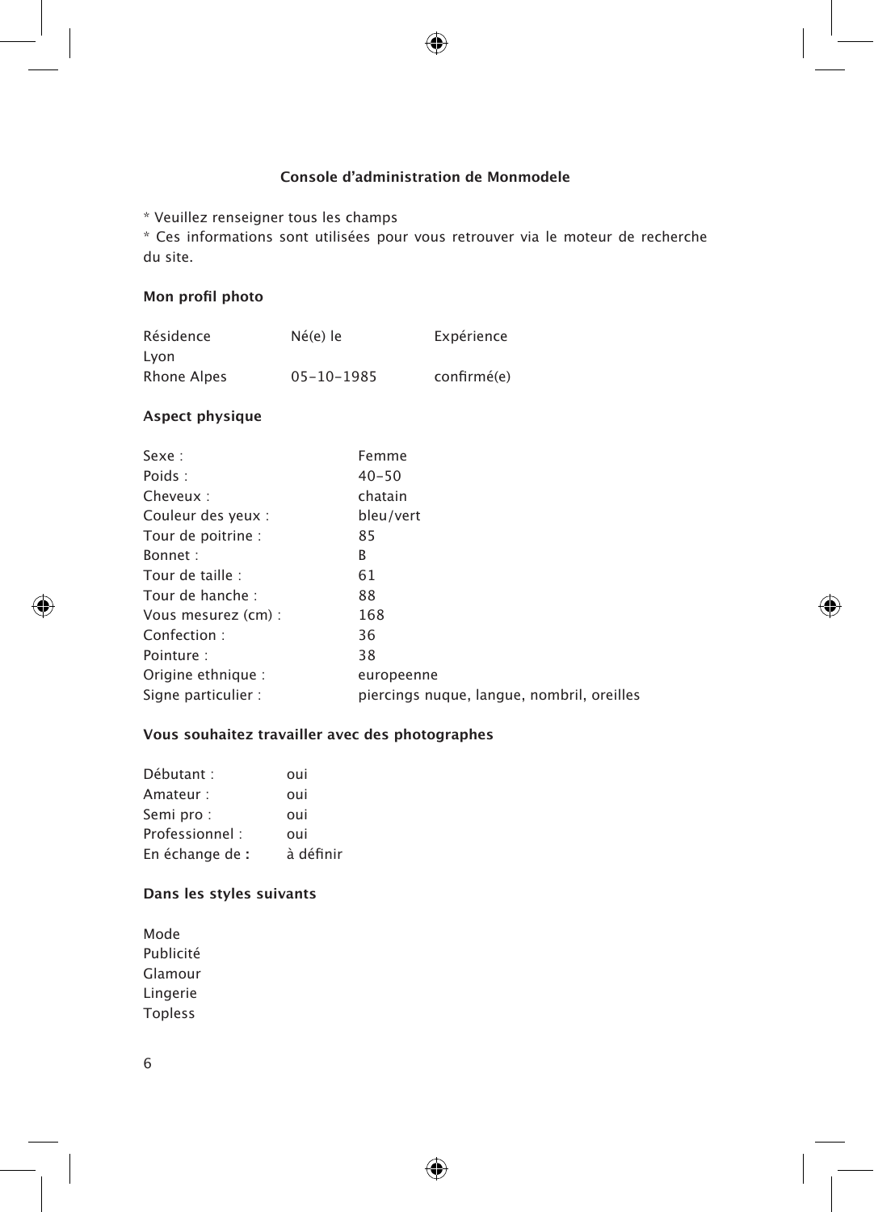**Console d'administration de Monmodele**

* Veuillez renseigner tous les champs
* Ces informations sont utilisées pour vous retrouver via le moteur de recherche du site.

**Mon profil photo**

| Résidence | Né(e) le | Expérience |
|---|---|---|
| Lyon<br>Rhone Alpes | 05-10-1985 | confirmé(e) |

**Aspect physique**

| | |
|---|---|
| Sexe : | Femme |
| Poids : | 40-50 |
| Cheveux : | chatain |
| Couleur des yeux : | bleu/vert |
| Tour de poitrine : | 85 |
| Bonnet : | B |
| Tour de taille : | 61 |
| Tour de hanche : | 88 |
| Vous mesurez (cm) : | 168 |
| Confection : | 36 |
| Pointure : | 38 |
| Origine ethnique : | europeenne |
| Signe particulier : | piercings nuque, langue, nombril, oreilles |

**Vous souhaitez travailler avec des photographes**

| | |
|---|---|
| Débutant : | oui |
| Amateur : | oui |
| Semi pro : | oui |
| Professionnel : | oui |
| En échange de **:** | à définir |

**Dans les styles suivants**

Mode
Publicité
Glamour
Lingerie
Topless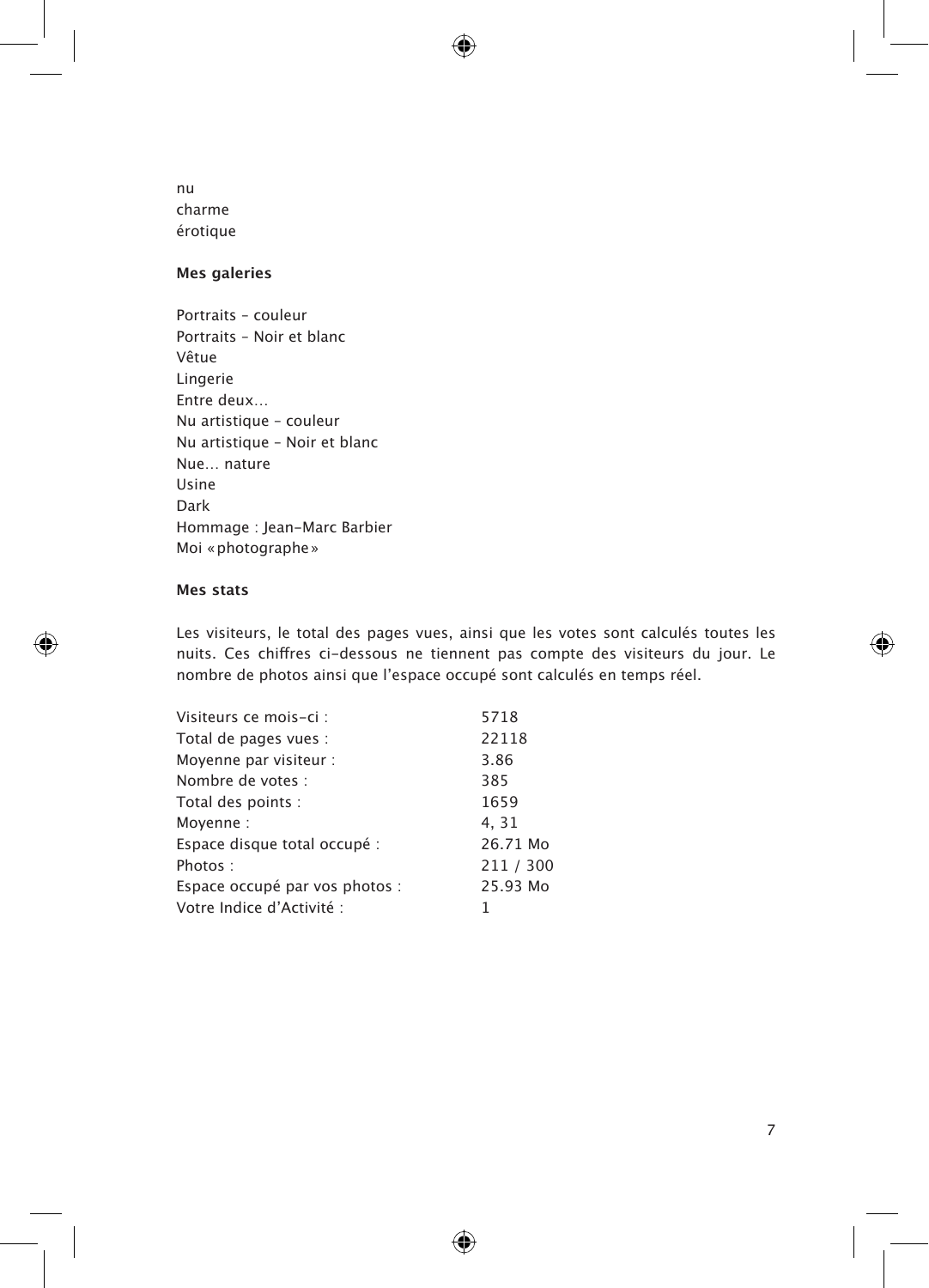nu
charme
érotique

**Mes galeries**

Portraits – couleur
Portraits – Noir et blanc
Vêtue
Lingerie
Entre deux…
Nu artistique – couleur
Nu artistique – Noir et blanc
Nue… nature
Usine
Dark
Hommage : Jean-Marc Barbier
Moi « photographe »

**Mes stats**

Les visiteurs, le total des pages vues, ainsi que les votes sont calculés toutes les nuits. Ces chiffres ci-dessous ne tiennent pas compte des visiteurs du jour. Le nombre de photos ainsi que l'espace occupé sont calculés en temps réel.

| | |
|---|---|
| Visiteurs ce mois-ci : | 5718 |
| Total de pages vues : | 22118 |
| Moyenne par visiteur : | 3.86 |
| Nombre de votes : | 385 |
| Total des points : | 1659 |
| Moyenne : | 4, 31 |
| Espace disque total occupé : | 26.71 Mo |
| Photos : | 211 / 300 |
| Espace occupé par vos photos : | 25.93 Mo |
| Votre Indice d'Activité : | 1 |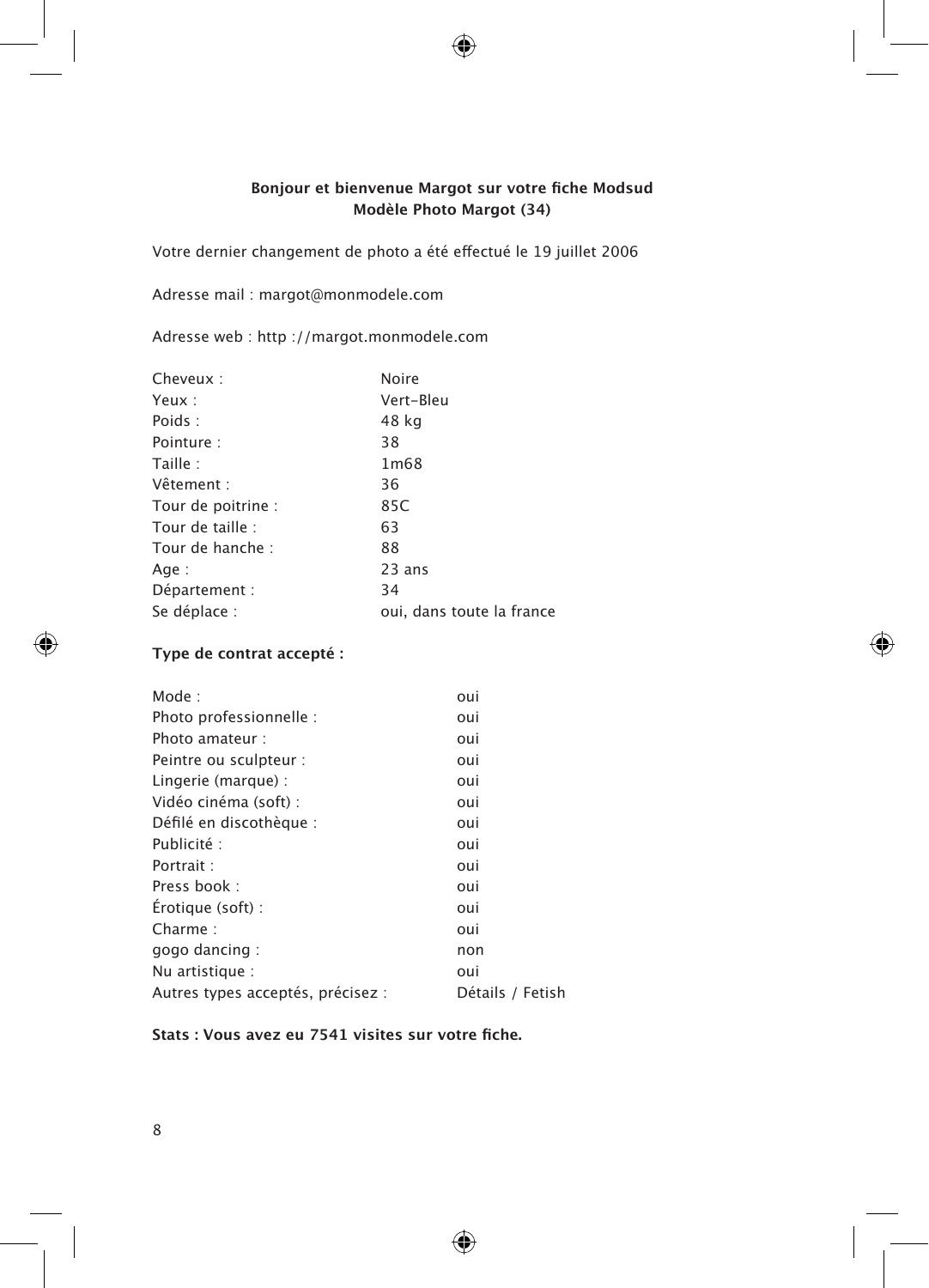**Bonjour et bienvenue Margot sur votre fiche Modsud**
**Modèle Photo Margot (34)**

Votre dernier changement de photo a été effectué le 19 juillet 2006

Adresse mail : margot@monmodele.com

Adresse web : http ://margot.monmodele.com

| | |
|---|---|
| Cheveux : | Noire |
| Yeux : | Vert-Bleu |
| Poids : | 48 kg |
| Pointure : | 38 |
| Taille : | 1m68 |
| Vêtement : | 36 |
| Tour de poitrine : | 85C |
| Tour de taille : | 63 |
| Tour de hanche : | 88 |
| Age : | 23 ans |
| Département : | 34 |
| Se déplace : | oui, dans toute la france |

**Type de contrat accepté :**

| | |
|---|---|
| Mode : | oui |
| Photo professionnelle : | oui |
| Photo amateur : | oui |
| Peintre ou sculpteur : | oui |
| Lingerie (marque) : | oui |
| Vidéo cinéma (soft) : | oui |
| Défilé en discothèque : | oui |
| Publicité : | oui |
| Portrait : | oui |
| Press book : | oui |
| Érotique (soft) : | oui |
| Charme : | oui |
| gogo dancing : | non |
| Nu artistique : | oui |
| Autres types acceptés, précisez : | Détails / Fetish |

**Stats : Vous avez eu 7541 visites sur votre fiche.**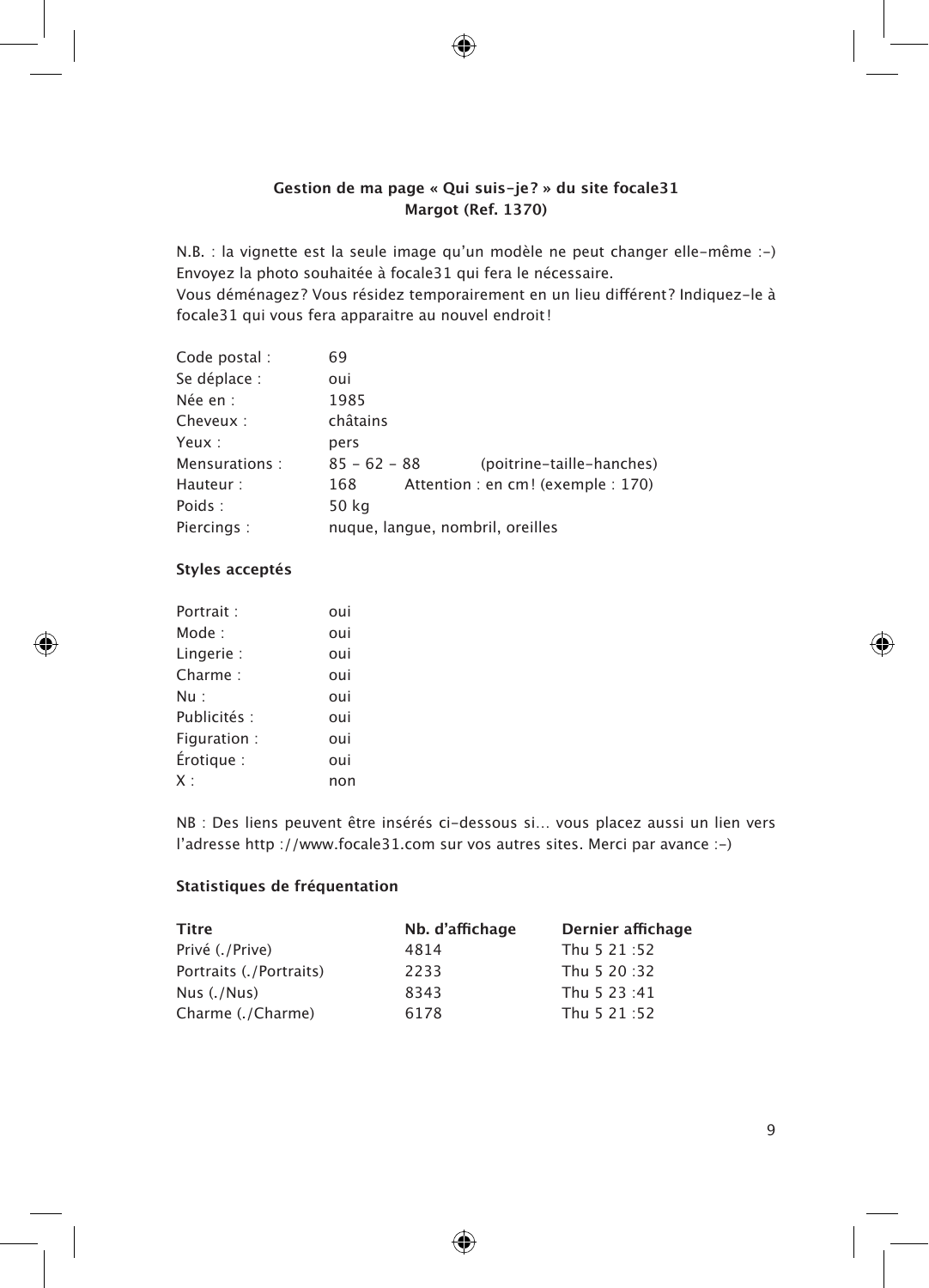**Gestion de ma page « Qui suis-je? » du site focale31**
**Margot (Ref. 1370)**

N.B. : la vignette est la seule image qu'un modèle ne peut changer elle-même :-) Envoyez la photo souhaitée à focale31 qui fera le nécessaire.
Vous déménagez? Vous résidez temporairement en un lieu différent? Indiquez-le à focale31 qui vous fera apparaitre au nouvel endroit!

| | | |
|---|---|---|
| Code postal : | 69 | |
| Se déplace : | oui | |
| Née en : | 1985 | |
| Cheveux : | châtains | |
| Yeux : | pers | |
| Mensurations : | 85 - 62 - 88 | (poitrine-taille-hanches) |
| Hauteur : | 168 | Attention : en cm! (exemple : 170) |
| Poids : | 50 kg | |
| Piercings : | nuque, langue, nombril, oreilles | |

**Styles acceptés**

| | |
|---|---|
| Portrait : | oui |
| Mode : | oui |
| Lingerie : | oui |
| Charme : | oui |
| Nu : | oui |
| Publicités : | oui |
| Figuration : | oui |
| Érotique : | oui |
| X : | non |

NB : Des liens peuvent être insérés ci-dessous si... vous placez aussi un lien vers l'adresse http ://www.focale31.com sur vos autres sites. Merci par avance :-)

**Statistiques de fréquentation**

| Titre | Nb. d'affichage | Dernier affichage |
|---|---|---|
| Privé (./Prive) | 4814 | Thu 5 21 :52 |
| Portraits (./Portraits) | 2233 | Thu 5 20 :32 |
| Nus (./Nus) | 8343 | Thu 5 23 :41 |
| Charme (./Charme) | 6178 | Thu 5 21 :52 |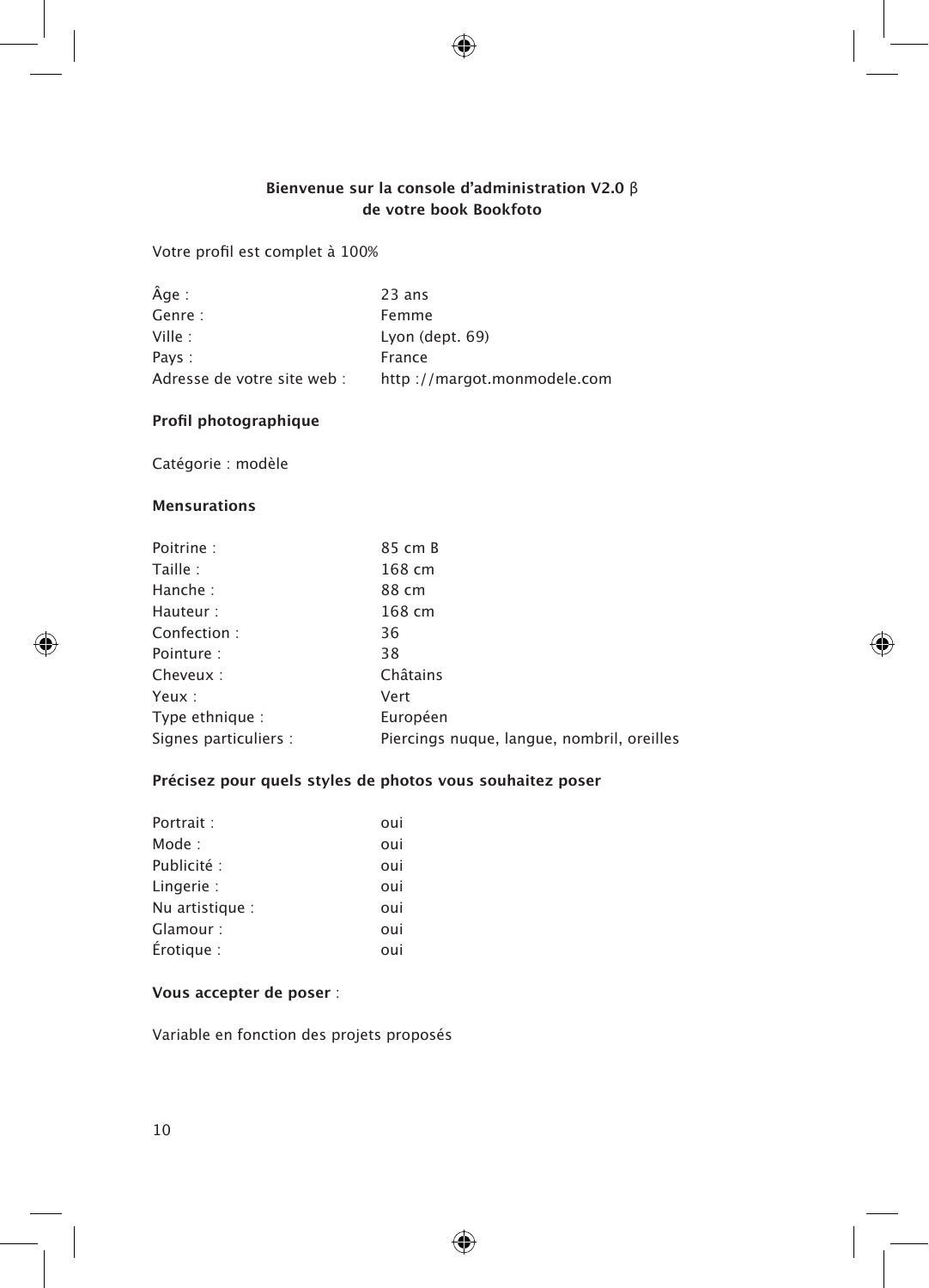**Bienvenue sur la console d'administration V2.0 β**
**de votre book Bookfoto**

Votre profil est complet à 100%

| | |
|---|---|
| Âge : | 23 ans |
| Genre : | Femme |
| Ville : | Lyon (dept. 69) |
| Pays : | France |
| Adresse de votre site web : | http ://margot.monmodele.com |

**Profil photographique**

Catégorie : modèle

**Mensurations**

| | |
|---|---|
| Poitrine : | 85 cm B |
| Taille : | 168 cm |
| Hanche : | 88 cm |
| Hauteur : | 168 cm |
| Confection : | 36 |
| Pointure : | 38 |
| Cheveux : | Châtains |
| Yeux : | Vert |
| Type ethnique : | Européen |
| Signes particuliers : | Piercings nuque, langue, nombril, oreilles |

**Précisez pour quels styles de photos vous souhaitez poser**

| | |
|---|---|
| Portrait : | oui |
| Mode : | oui |
| Publicité : | oui |
| Lingerie : | oui |
| Nu artistique : | oui |
| Glamour : | oui |
| Érotique : | oui |

**Vous accepter de poser** :

Variable en fonction des projets proposés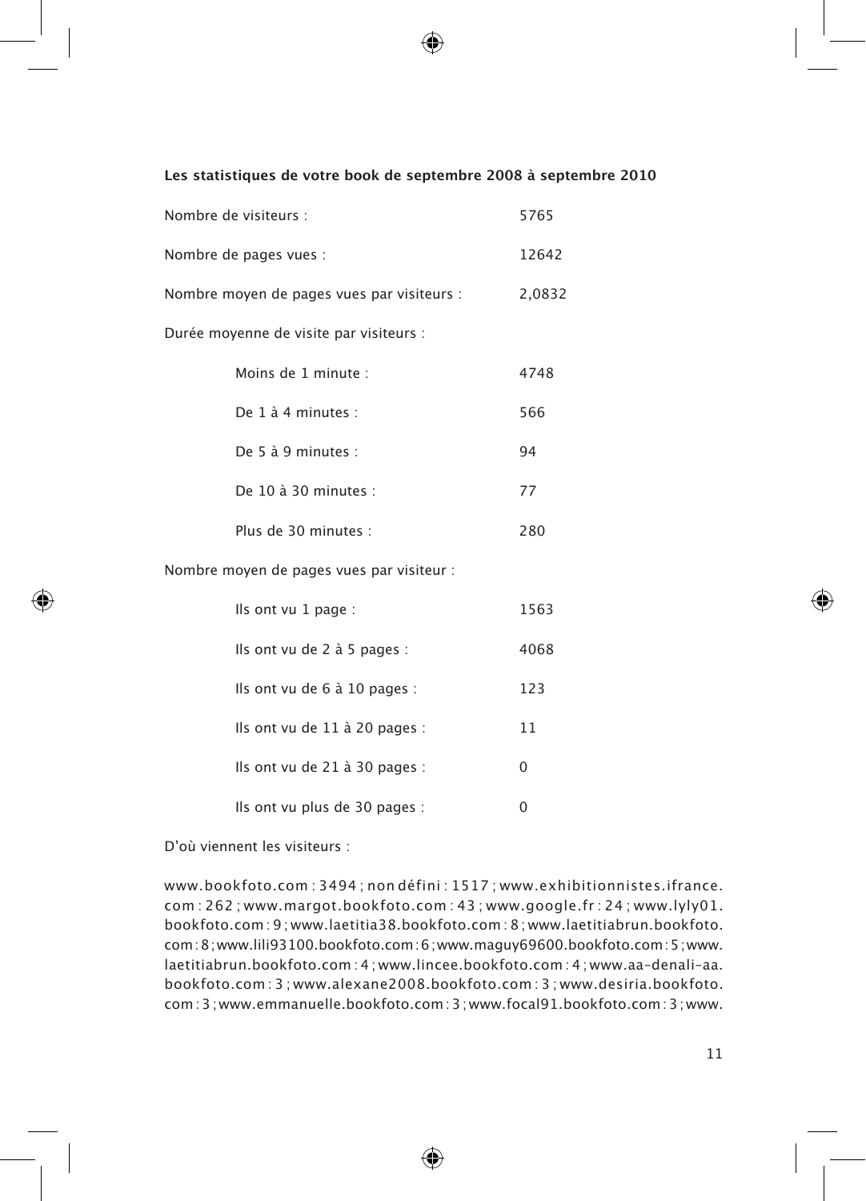**Les statistiques de votre book de septembre 2008 à septembre 2010**

| | |
|---|---|
| Nombre de visiteurs : | 5765 |
| Nombre de pages vues : | 12642 |
| Nombre moyen de pages vues par visiteurs : | 2,0832 |

Durée moyenne de visite par visiteurs :

| | |
|---|---|
| Moins de 1 minute : | 4748 |
| De 1 à 4 minutes : | 566 |
| De 5 à 9 minutes : | 94 |
| De 10 à 30 minutes : | 77 |
| Plus de 30 minutes : | 280 |

Nombre moyen de pages vues par visiteur :

| | |
|---|---|
| Ils ont vu 1 page : | 1563 |
| Ils ont vu de 2 à 5 pages : | 4068 |
| Ils ont vu de 6 à 10 pages : | 123 |
| Ils ont vu de 11 à 20 pages : | 11 |
| Ils ont vu de 21 à 30 pages : | 0 |
| Ils ont vu plus de 30 pages : | 0 |

D'où viennent les visiteurs :

www.bookfoto.com : 3494 ; non défini : 1517 ; www.exhibitionnistes.ifrance.com : 262 ; www.margot.bookfoto.com : 43 ; www.google.fr : 24 ; www.lyly01.bookfoto.com : 9 ; www.laetitia38.bookfoto.com : 8 ; www.laetitiabrun.bookfoto.com : 8 ; www.lili93100.bookfoto.com : 6 ; www.maguy69600.bookfoto.com : 5 ; www.laetitiabrun.bookfoto.com : 4 ; www.lincee.bookfoto.com : 4 ; www.aa-denali-aa.bookfoto.com : 3 ; www.alexane2008.bookfoto.com : 3 ; www.desiria.bookfoto.com : 3 ; www.emmanuelle.bookfoto.com : 3 ; www.focal91.bookfoto.com : 3 ; www.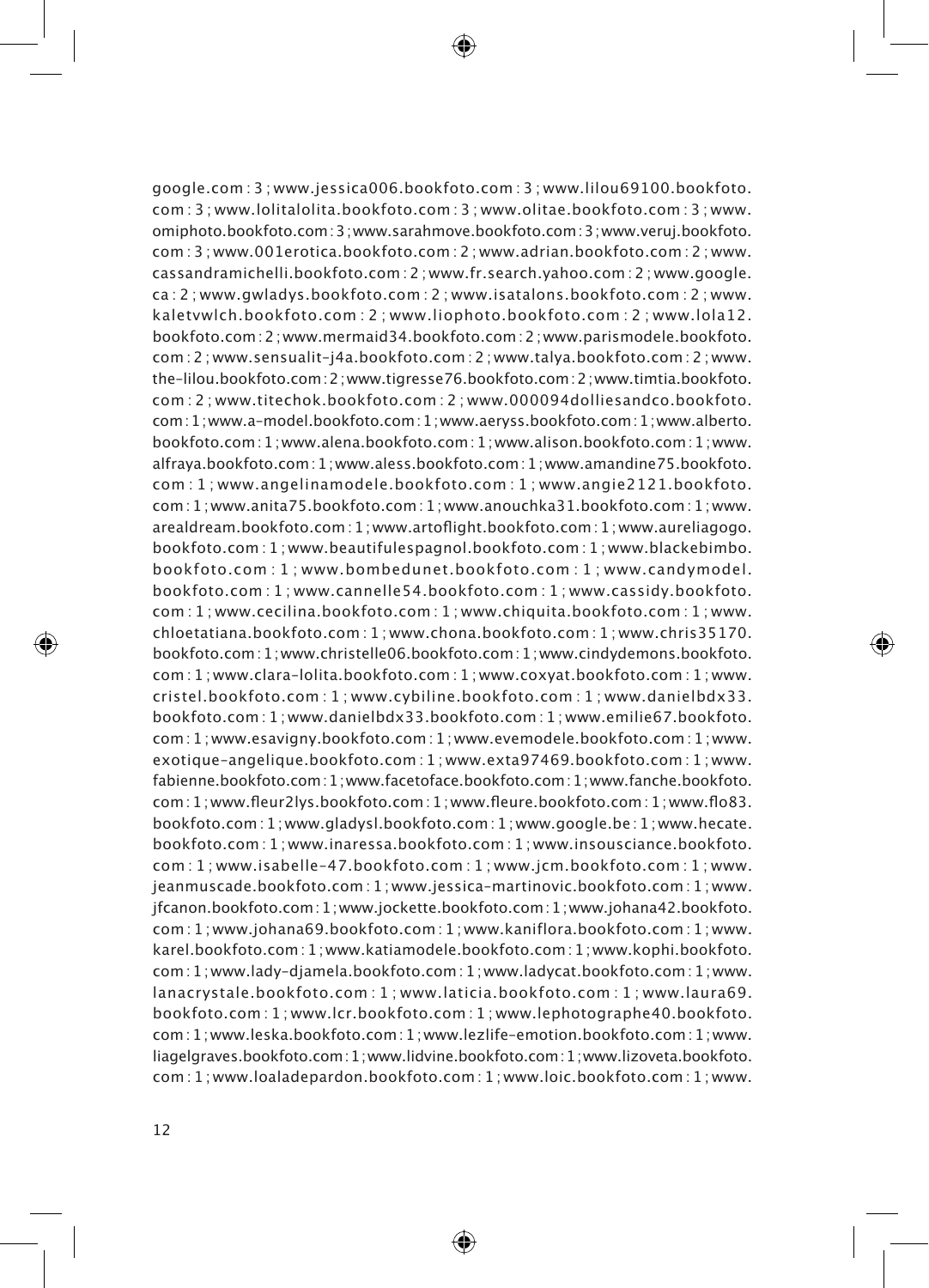google.com : 3 ; www.jessica006.bookfoto.com : 3 ; www.lilou69100.bookfoto.com : 3 ; www.lolitalolita.bookfoto.com : 3 ; www.olitae.bookfoto.com : 3 ; www.omiphoto.bookfoto.com : 3 ; www.sarahmove.bookfoto.com : 3 ; www.veruj.bookfoto.com : 3 ; www.001erotica.bookfoto.com : 2 ; www.adrian.bookfoto.com : 2 ; www.cassandramichelli.bookfoto.com : 2 ; www.fr.search.yahoo.com : 2 ; www.google.ca : 2 ; www.gwladys.bookfoto.com : 2 ; www.isatalons.bookfoto.com : 2 ; www.kaletvwlch.bookfoto.com : 2 ; www.liophoto.bookfoto.com : 2 ; www.lola12.bookfoto.com : 2 ; www.mermaid34.bookfoto.com : 2 ; www.parismodele.bookfoto.com : 2 ; www.sensualit-j4a.bookfoto.com : 2 ; www.talya.bookfoto.com : 2 ; www.the-lilou.bookfoto.com : 2 ; www.tigresse76.bookfoto.com : 2 ; www.timtia.bookfoto.com : 2 ; www.titechok.bookfoto.com : 2 ; www.000094dolliesandco.bookfoto.com : 1 ; www.a-model.bookfoto.com : 1 ; www.aeryss.bookfoto.com : 1 ; www.alberto.bookfoto.com : 1 ; www.alena.bookfoto.com : 1 ; www.alison.bookfoto.com : 1 ; www.alfraya.bookfoto.com : 1 ; www.aless.bookfoto.com : 1 ; www.amandine75.bookfoto.com : 1 ; www.angelinamodele.bookfoto.com : 1 ; www.angie2121.bookfoto.com : 1 ; www.anita75.bookfoto.com : 1 ; www.anouchka31.bookfoto.com : 1 ; www.arealdream.bookfoto.com : 1 ; www.artoflight.bookfoto.com : 1 ; www.aureliagogo.bookfoto.com : 1 ; www.beautifulespagnol.bookfoto.com : 1 ; www.blackebimbo.bookfoto.com : 1 ; www.bombedunet.bookfoto.com : 1 ; www.candymodel.bookfoto.com : 1 ; www.cannelle54.bookfoto.com : 1 ; www.cassidy.bookfoto.com : 1 ; www.cecilina.bookfoto.com : 1 ; www.chiquita.bookfoto.com : 1 ; www.chloetatiana.bookfoto.com : 1 ; www.chona.bookfoto.com : 1 ; www.chris35170.bookfoto.com : 1 ; www.christelle06.bookfoto.com : 1 ; www.cindydemons.bookfoto.com : 1 ; www.clara-lolita.bookfoto.com : 1 ; www.coxyat.bookfoto.com : 1 ; www.cristel.bookfoto.com : 1 ; www.cybiline.bookfoto.com : 1 ; www.danielbdx33.bookfoto.com : 1 ; www.danielbdx33.bookfoto.com : 1 ; www.emilie67.bookfoto.com : 1 ; www.esavigny.bookfoto.com : 1 ; www.evemodele.bookfoto.com : 1 ; www.exotique-angelique.bookfoto.com : 1 ; www.exta97469.bookfoto.com : 1 ; www.fabienne.bookfoto.com : 1 ; www.facetoface.bookfoto.com : 1 ; www.fanche.bookfoto.com : 1 ; www.fleur2lys.bookfoto.com : 1 ; www.fleure.bookfoto.com : 1 ; www.flo83.bookfoto.com : 1 ; www.gladysl.bookfoto.com : 1 ; www.google.be : 1 ; www.hecate.bookfoto.com : 1 ; www.inaressa.bookfoto.com : 1 ; www.insousciance.bookfoto.com : 1 ; www.isabelle-47.bookfoto.com : 1 ; www.jcm.bookfoto.com : 1 ; www.jeanmuscade.bookfoto.com : 1 ; www.jessica-martinovic.bookfoto.com : 1 ; www.jfcanon.bookfoto.com : 1 ; www.jockette.bookfoto.com : 1 ; www.johana42.bookfoto.com : 1 ; www.johana69.bookfoto.com : 1 ; www.kaniflora.bookfoto.com : 1 ; www.karel.bookfoto.com : 1 ; www.katiamodele.bookfoto.com : 1 ; www.kophi.bookfoto.com : 1 ; www.lady-djamela.bookfoto.com : 1 ; www.ladycat.bookfoto.com : 1 ; www.lanacrystale.bookfoto.com : 1 ; www.laticia.bookfoto.com : 1 ; www.laura69.bookfoto.com : 1 ; www.lcr.bookfoto.com : 1 ; www.lephotographe40.bookfoto.com : 1 ; www.leska.bookfoto.com : 1 ; www.lezlife-emotion.bookfoto.com : 1 ; www.liagelgraves.bookfoto.com : 1 ; www.lidvine.bookfoto.com : 1 ; www.lizoveta.bookfoto.com : 1 ; www.loaladepardon.bookfoto.com : 1 ; www.loic.bookfoto.com : 1 ; www.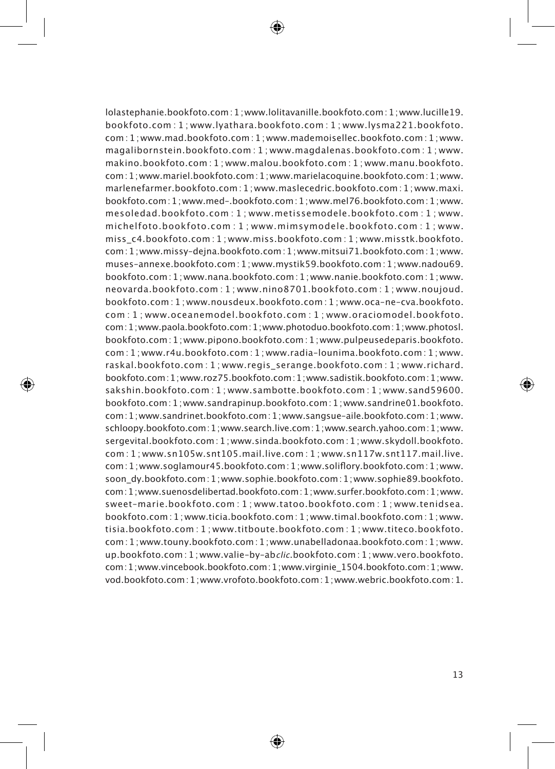lolastephanie.bookfoto.com : 1 ; www.lolitavanille.bookfoto.com : 1 ; www.lucille19.bookfoto.com : 1 ; www.lyathara.bookfoto.com : 1 ; www.lysma221.bookfoto.com : 1 ; www.mad.bookfoto.com : 1 ; www.mademoisellec.bookfoto.com : 1 ; www.magalibornstein.bookfoto.com : 1 ; www.magdalenas.bookfoto.com : 1 ; www.makino.bookfoto.com : 1 ; www.malou.bookfoto.com : 1 ; www.manu.bookfoto.com : 1 ; www.mariel.bookfoto.com : 1 ; www.marielacoquine.bookfoto.com : 1 ; www.marlenefarmer.bookfoto.com : 1 ; www.maslecedric.bookfoto.com : 1 ; www.maxi.bookfoto.com : 1 ; www.med-.bookfoto.com : 1 ; www.mel76.bookfoto.com : 1 ; www.mesoledad.bookfoto.com : 1 ; www.metissemodele.bookfoto.com : 1 ; www.michelfoto.bookfoto.com : 1 ; www.mimsymodele.bookfoto.com : 1 ; www.miss_c4.bookfoto.com : 1 ; www.miss.bookfoto.com : 1 ; www.misstk.bookfoto.com : 1 ; www.missy-dejna.bookfoto.com : 1 ; www.mitsui71.bookfoto.com : 1 ; www.muses-annexe.bookfoto.com : 1 ; www.mystik59.bookfoto.com : 1 ; www.nadou69.bookfoto.com : 1 ; www.nana.bookfoto.com : 1 ; www.nanie.bookfoto.com : 1 ; www.neovarda.bookfoto.com : 1 ; www.nino8701.bookfoto.com : 1 ; www.noujoud.bookfoto.com : 1 ; www.nousdeux.bookfoto.com : 1 ; www.oca-ne-cva.bookfoto.com : 1 ; www.oceanemodel.bookfoto.com : 1 ; www.oraciomodel.bookfoto.com : 1 ; www.paola.bookfoto.com : 1 ; www.photoduo.bookfoto.com : 1 ; www.photosl.bookfoto.com : 1 ; www.pipono.bookfoto.com : 1 ; www.pulpeusedeparis.bookfoto.com : 1 ; www.r4u.bookfoto.com : 1 ; www.radia-lounima.bookfoto.com : 1 ; www.raskal.bookfoto.com : 1 ; www.regis_serange.bookfoto.com : 1 ; www.richard.bookfoto.com : 1 ; www.roz75.bookfoto.com : 1 ; www.sadistik.bookfoto.com : 1 ; www.sakshin.bookfoto.com : 1 ; www.sambotte.bookfoto.com : 1 ; www.sand59600.bookfoto.com : 1 ; www.sandrapinup.bookfoto.com : 1 ; www.sandrine01.bookfoto.com : 1 ; www.sandrinet.bookfoto.com : 1 ; www.sangsue-aile.bookfoto.com : 1 ; www.schloopy.bookfoto.com : 1 ; www.search.live.com : 1 ; www.search.yahoo.com : 1 ; www.sergevital.bookfoto.com : 1 ; www.sinda.bookfoto.com : 1 ; www.skydoll.bookfoto.com : 1 ; www.sn105w.snt105.mail.live.com : 1 ; www.sn117w.snt117.mail.live.com : 1 ; www.soglamour45.bookfoto.com : 1 ; www.soliflory.bookfoto.com : 1 ; www.soon_dy.bookfoto.com : 1 ; www.sophie.bookfoto.com : 1 ; www.sophie89.bookfoto.com : 1 ; www.suenosdelibertad.bookfoto.com : 1 ; www.surfer.bookfoto.com : 1 ; www.sweet-marie.bookfoto.com : 1 ; www.tatoo.bookfoto.com : 1 ; www.tenidsea.bookfoto.com : 1 ; www.ticia.bookfoto.com : 1 ; www.timal.bookfoto.com : 1 ; www.tisia.bookfoto.com : 1 ; www.titboute.bookfoto.com : 1 ; www.titeco.bookfoto.com : 1 ; www.touny.bookfoto.com : 1 ; www.unabelladonaa.bookfoto.com : 1 ; www.up.bookfoto.com : 1 ; www.valie-by-ab*clic*.bookfoto.com : 1 ; www.vero.bookfoto.com : 1 ; www.vincebook.bookfoto.com : 1 ; www.virginie_1504.bookfoto.com : 1 ; www.vod.bookfoto.com : 1 ; www.vrofoto.bookfoto.com : 1 ; www.webric.bookfoto.com : 1.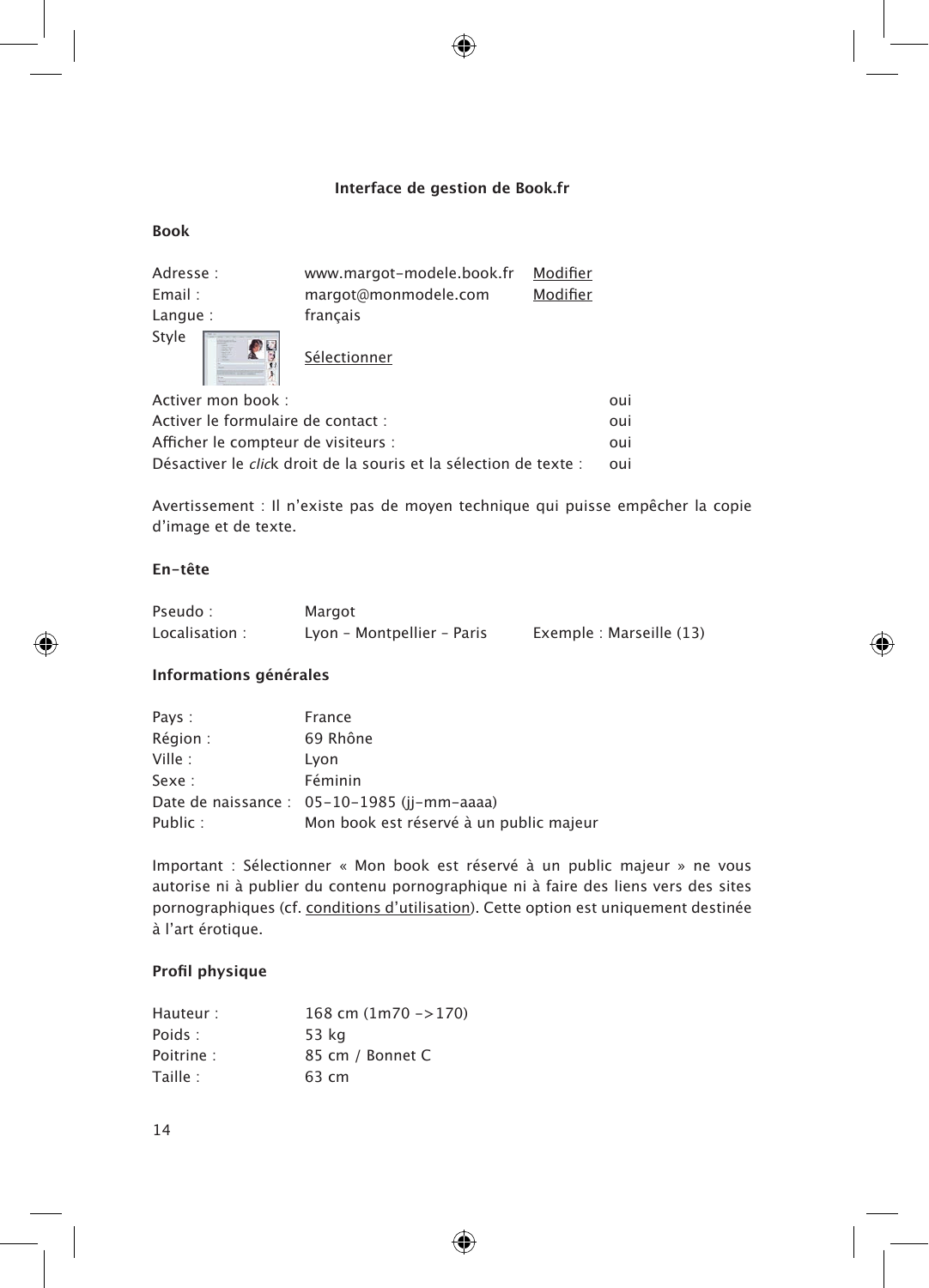**Interface de gestion de Book.fr**

**Book**

| | | |
|---|---|---|
| Adresse : | www.margot-modele.book.fr | Modifier |
| Email : | margot@monmodele.com | Modifier |
| Langue : | français | |
| Style | Sélectionner | |

| | |
|---|---|
| Activer mon book : | oui |
| Activer le formulaire de contact : | oui |
| Afficher le compteur de visiteurs : | oui |
| Désactiver le *click* droit de la souris et la sélection de texte : | oui |

Avertissement : Il n'existe pas de moyen technique qui puisse empêcher la copie d'image et de texte.

**En-tête**

| | | |
|---|---|---|
| Pseudo : | Margot | |
| Localisation : | Lyon - Montpellier - Paris | Exemple : Marseille (13) |

**Informations générales**

| | |
|---|---|
| Pays : | France |
| Région : | 69 Rhône |
| Ville : | Lyon |
| Sexe : | Féminin |
| Date de naissance : | 05-10-1985 (jj-mm-aaaa) |
| Public : | Mon book est réservé à un public majeur |

Important : Sélectionner « Mon book est réservé à un public majeur » ne vous autorise ni à publier du contenu pornographique ni à faire des liens vers des sites pornographiques (cf. conditions d'utilisation). Cette option est uniquement destinée à l'art érotique.

**Profil physique**

| | |
|---|---|
| Hauteur : | 168 cm (1m70 ->170) |
| Poids : | 53 kg |
| Poitrine : | 85 cm / Bonnet C |
| Taille : | 63 cm |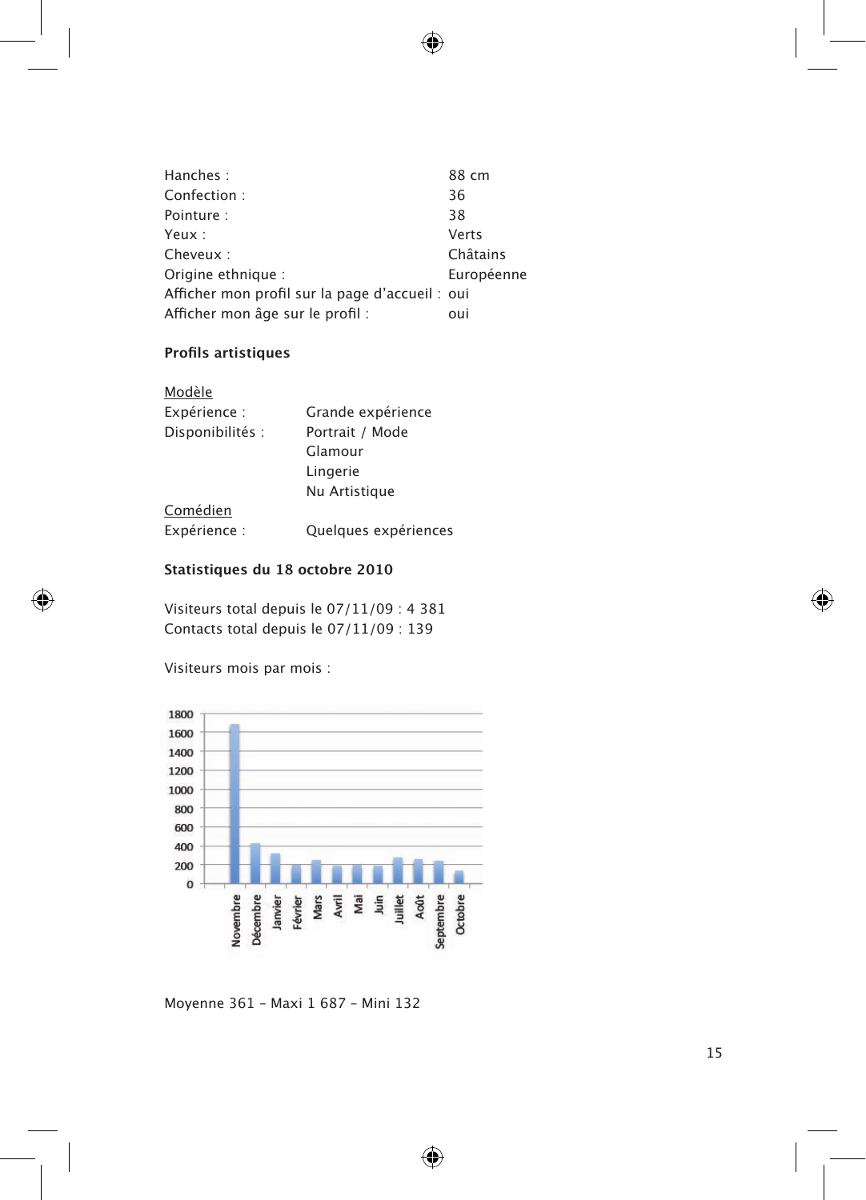| | |
|---|---|
| Hanches : | 88 cm |
| Confection : | 36 |
| Pointure : | 38 |
| Yeux : | Verts |
| Cheveux : | Châtains |
| Origine ethnique : | Européenne |
| Afficher mon profil sur la page d'accueil : | oui |
| Afficher mon âge sur le profil : | oui |

**Profils artistiques**

Modèle

| | |
|---|---|
| Expérience : | Grande expérience |
| Disponibilités : | Portrait / Mode |
| | Glamour |
| | Lingerie |
| | Nu Artistique |

Comédien

| | |
|---|---|
| Expérience : | Quelques expériences |

**Statistiques du 18 octobre 2010**

Visiteurs total depuis le 07/11/09 : 4 381
Contacts total depuis le 07/11/09 : 139

Visiteurs mois par mois :

Moyenne 361 – Maxi 1 687 – Mini 132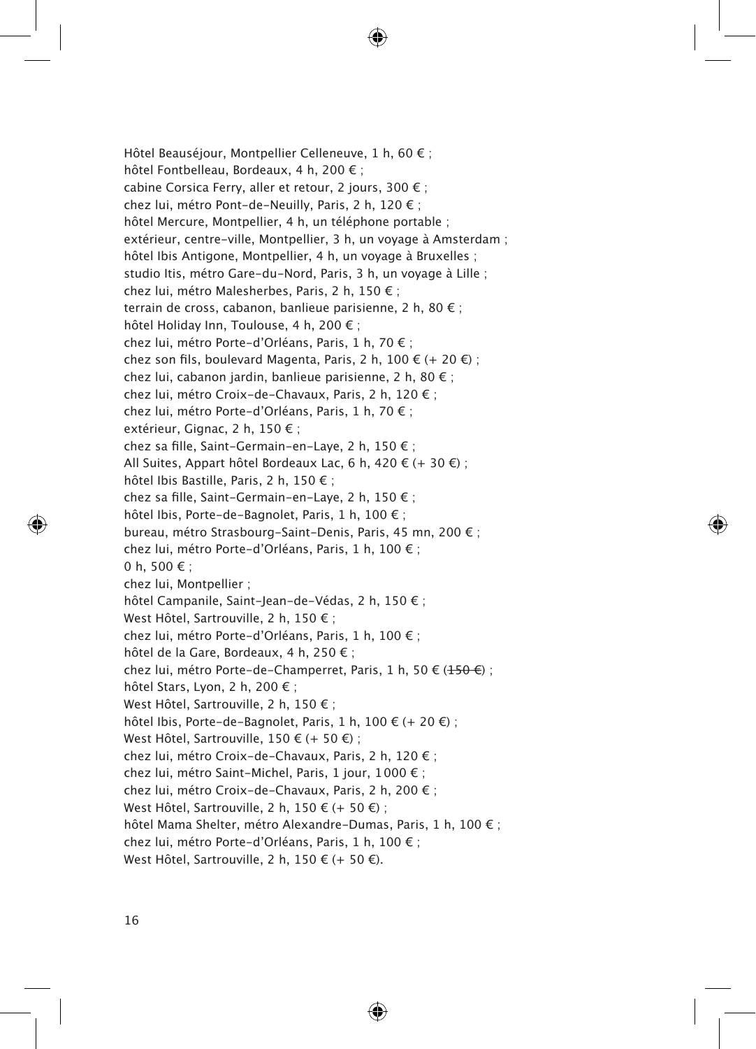Hôtel Beauséjour, Montpellier Celleneuve, 1 h, 60 € ;
hôtel Fontbelleau, Bordeaux, 4 h, 200 € ;
cabine Corsica Ferry, aller et retour, 2 jours, 300 € ;
chez lui, métro Pont-de-Neuilly, Paris, 2 h, 120 € ;
hôtel Mercure, Montpellier, 4 h, un téléphone portable ;
extérieur, centre-ville, Montpellier, 3 h, un voyage à Amsterdam ;
hôtel Ibis Antigone, Montpellier, 4 h, un voyage à Bruxelles ;
studio Itis, métro Gare-du-Nord, Paris, 3 h, un voyage à Lille ;
chez lui, métro Malesherbes, Paris, 2 h, 150 € ;
terrain de cross, cabanon, banlieue parisienne, 2 h, 80 € ;
hôtel Holiday Inn, Toulouse, 4 h, 200 € ;
chez lui, métro Porte-d'Orléans, Paris, 1 h, 70 € ;
chez son fils, boulevard Magenta, Paris, 2 h, 100 € (+ 20 €) ;
chez lui, cabanon jardin, banlieue parisienne, 2 h, 80 € ;
chez lui, métro Croix-de-Chavaux, Paris, 2 h, 120 € ;
chez lui, métro Porte-d'Orléans, Paris, 1 h, 70 € ;
extérieur, Gignac, 2 h, 150 € ;
chez sa fille, Saint-Germain-en-Laye, 2 h, 150 € ;
All Suites, Appart hôtel Bordeaux Lac, 6 h, 420 € (+ 30 €) ;
hôtel Ibis Bastille, Paris, 2 h, 150 € ;
chez sa fille, Saint-Germain-en-Laye, 2 h, 150 € ;
hôtel Ibis, Porte-de-Bagnolet, Paris, 1 h, 100 € ;
bureau, métro Strasbourg-Saint-Denis, Paris, 45 mn, 200 € ;
chez lui, métro Porte-d'Orléans, Paris, 1 h, 100 € ;
0 h, 500 € ;
chez lui, Montpellier ;
hôtel Campanile, Saint-Jean-de-Védas, 2 h, 150 € ;
West Hôtel, Sartrouville, 2 h, 150 € ;
chez lui, métro Porte-d'Orléans, Paris, 1 h, 100 € ;
hôtel de la Gare, Bordeaux, 4 h, 250 € ;
chez lui, métro Porte-de-Champerret, Paris, 1 h, 50 € (~~150 €~~) ;
hôtel Stars, Lyon, 2 h, 200 € ;
West Hôtel, Sartrouville, 2 h, 150 € ;
hôtel Ibis, Porte-de-Bagnolet, Paris, 1 h, 100 € (+ 20 €) ;
West Hôtel, Sartrouville, 150 € (+ 50 €) ;
chez lui, métro Croix-de-Chavaux, Paris, 2 h, 120 € ;
chez lui, métro Saint-Michel, Paris, 1 jour, 1 000 € ;
chez lui, métro Croix-de-Chavaux, Paris, 2 h, 200 € ;
West Hôtel, Sartrouville, 2 h, 150 € (+ 50 €) ;
hôtel Mama Shelter, métro Alexandre-Dumas, Paris, 1 h, 100 € ;
chez lui, métro Porte-d'Orléans, Paris, 1 h, 100 € ;
West Hôtel, Sartrouville, 2 h, 150 € (+ 50 €).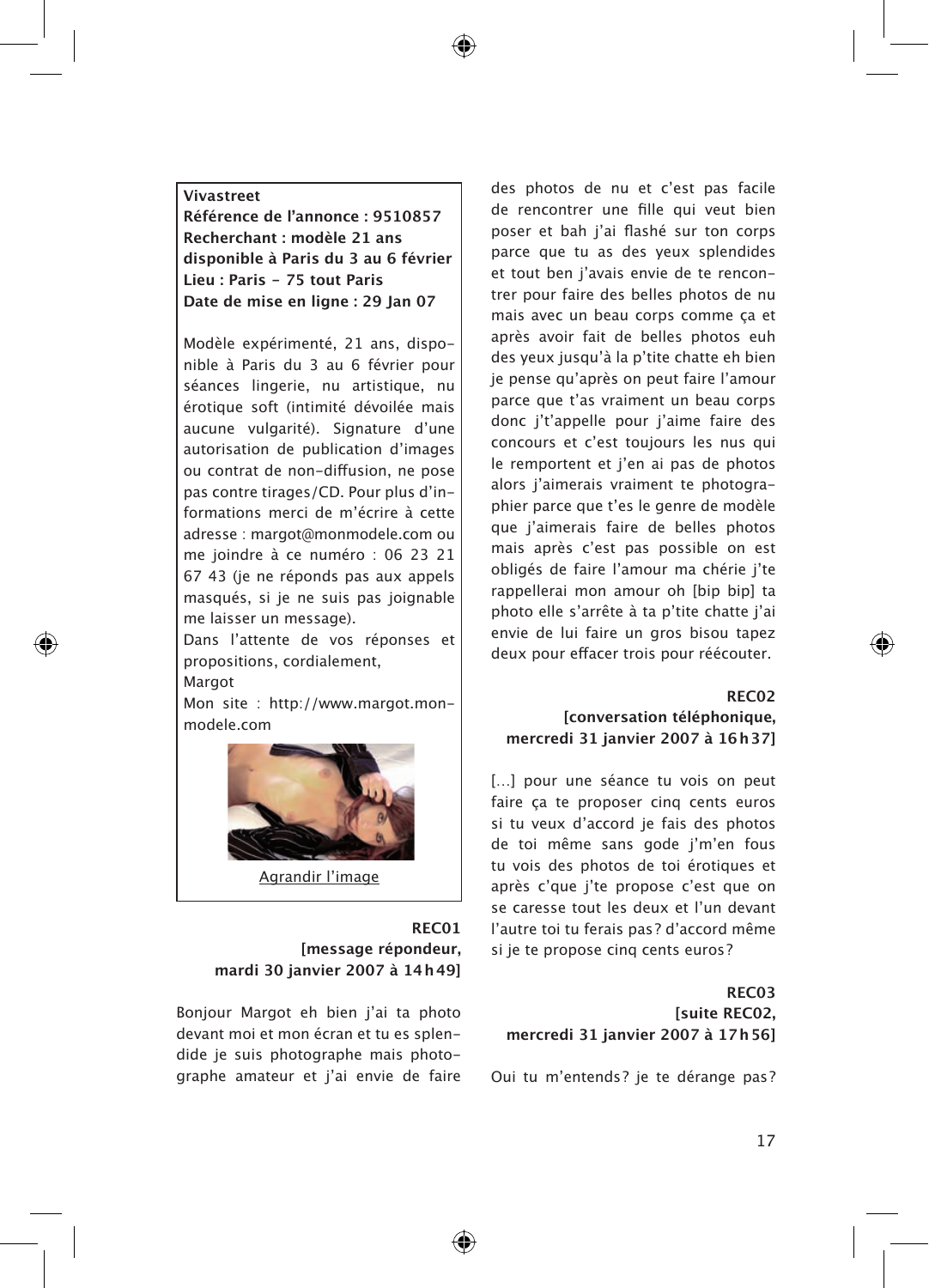**Vivastreet**
**Référence de l'annonce : 9510857**
**Recherchant : modèle 21 ans disponible à Paris du 3 au 6 février**
**Lieu : Paris – 75 tout Paris**
**Date de mise en ligne : 29 Jan 07**

Modèle expérimenté, 21 ans, disponible à Paris du 3 au 6 février pour séances lingerie, nu artistique, nu érotique soft (intimité dévoilée mais aucune vulgarité). Signature d'une autorisation de publication d'images ou contrat de non-diffusion, ne pose pas contre tirages/CD. Pour plus d'informations merci de m'écrire à cette adresse : margot@monmodele.com ou me joindre à ce numéro : 06 23 21 67 43 (je ne réponds pas aux appels masqués, si je ne suis pas joignable me laisser un message).
Dans l'attente de vos réponses et propositions, cordialement,
Margot
Mon site : http://www.margot.monmodele.com

Agrandir l'image

**REC01**
**[message répondeur,**
**mardi 30 janvier 2007 à 14 h 49]**

Bonjour Margot eh bien j'ai ta photo devant moi et mon écran et tu es splendide je suis photographe mais photographe amateur et j'ai envie de faire des photos de nu et c'est pas facile de rencontrer une fille qui veut bien poser et bah j'ai flashé sur ton corps parce que tu as des yeux splendides et tout ben j'avais envie de te rencontrer pour faire des belles photos de nu mais avec un beau corps comme ça et après avoir fait de belles photos euh des yeux jusqu'à la p'tite chatte eh bien je pense qu'après on peut faire l'amour parce que t'as vraiment un beau corps donc j't'appelle pour j'aime faire des concours et c'est toujours les nus qui le remportent et j'en ai pas de photos alors j'aimerais vraiment te photographier parce que t'es le genre de modèle que j'aimerais faire de belles photos mais après c'est pas possible on est obligés de faire l'amour ma chérie j'te rappellerai mon amour oh [bip bip] ta photo elle s'arrête à ta p'tite chatte j'ai envie de lui faire un gros bisou tapez deux pour effacer trois pour réécouter.

**REC02**
**[conversation téléphonique,**
**mercredi 31 janvier 2007 à 16 h 37]**

[...] pour une séance tu vois on peut faire ça te proposer cinq cents euros si tu veux d'accord je fais des photos de toi même sans gode j'm'en fous tu vois des photos de toi érotiques et après c'que j'te propose c'est que on se caresse tout les deux et l'un devant l'autre toi tu ferais pas ? d'accord même si je te propose cinq cents euros ?

**REC03**
**[suite REC02,**
**mercredi 31 janvier 2007 à 17 h 56]**

Oui tu m'entends ? je te dérange pas ?